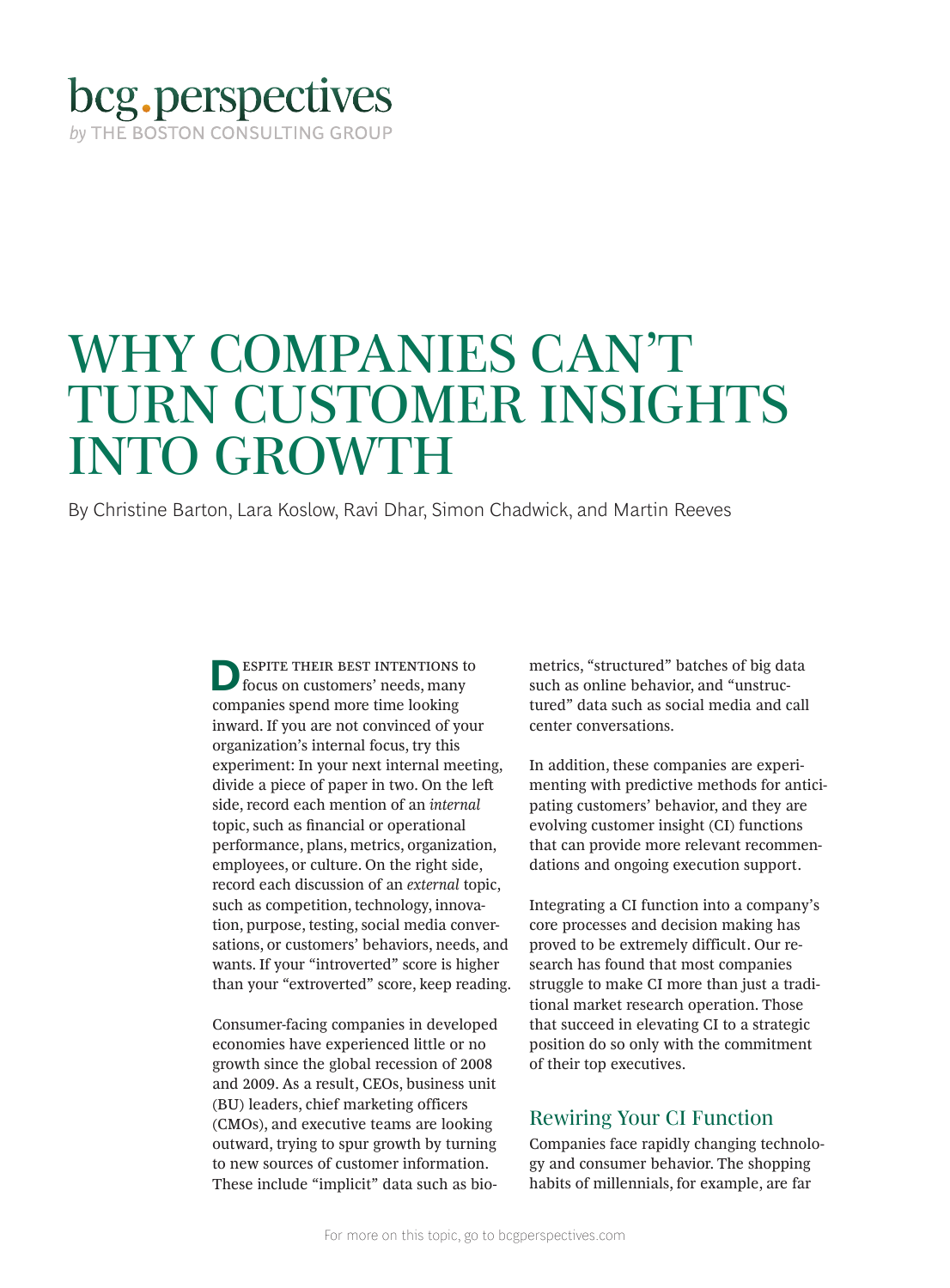bcg.perspectives

*by* THE BOSTON CONSULTING GROUP

# WHY COMPANIES CAN'T TURN CUSTOMER INSIGHTS INTO GROWTH

By Christine Barton, Lara Koslow, Ravi Dhar, Simon Chadwick, and Martin Reeves

Despite their best intentions to focus on customers' needs, many companies spend more time looking inward. If you are not convinced of your organization's internal focus, try this experiment: In your next internal meeting, divide a piece of paper in two. On the left side, record each mention of an *internal* topic, such as financial or operational performance, plans, metrics, organization, employees, or culture. On the right side, record each discussion of an *external* topic, such as competition, technology, innovation, purpose, testing, social media conversations, or customers' behaviors, needs, and wants. If your "introverted" score is higher than your "extroverted" score, keep reading.

Consumer-facing companies in developed economies have experienced little or no growth since the global recession of 2008 and 2009. As a result, CEOs, business unit (BU) leaders, chief marketing officers (CMOs), and executive teams are looking outward, trying to spur growth by turning to new sources of customer information. These include "implicit" data such as biometrics, "structured" batches of big data such as online behavior, and "unstructured" data such as social media and call center conversations.

In addition, these companies are experimenting with predictive methods for anticipating customers' behavior, and they are evolving customer insight (CI) functions that can provide more relevant recommendations and ongoing execution support.

Integrating a CI function into a company's core processes and decision making has proved to be extremely difficult. Our research has found that most companies struggle to make CI more than just a traditional market research operation. Those that succeed in elevating CI to a strategic position do so only with the commitment of their top executives.

## Rewiring Your CI Function

Companies face rapidly changing technology and consumer behavior. The shopping habits of millennials, for example, are far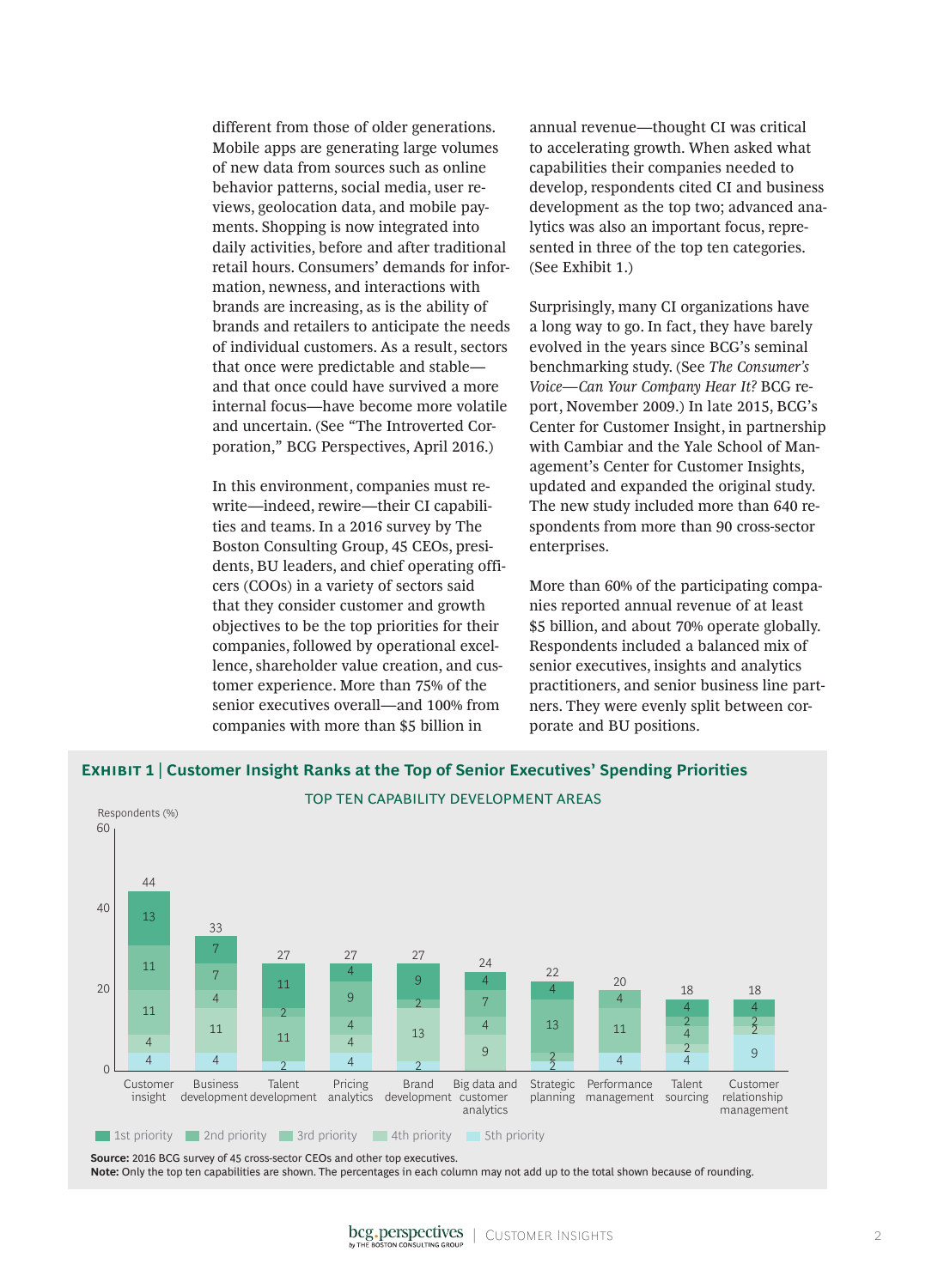different from those of older generations. Mobile apps are generating large volumes of new data from sources such as online behavior patterns, social media, user reviews, geolocation data, and mobile payments. Shopping is now integrated into daily activities, before and after traditional retail hours. Consumers' demands for information, newness, and interactions with brands are increasing, as is the ability of brands and retailers to anticipate the needs of individual customers. As a result, sectors that once were predictable and stable—and that once could have survived a more internal focus—have become more volatile and uncertain. (See "The Introverted Corporation," BCG Perspectives, April 2016.)

In this environment, companies must rewrite—indeed, rewire—their CI capabilities and teams. In a 2016 survey by The Boston Consulting Group, 45 CEOs, presidents, BU leaders, and chief operating officers (COOs) in a variety of sectors said that they consider customer and growth objectives to be the top priorities for their companies, followed by operational excellence, shareholder value creation, and customer experience. More than 75% of the senior executives overall—and 100% from companies with more than $5 billion in annual revenue—thought CI was critical to accelerating growth. When asked what capabilities their companies needed to develop, respondents cited CI and business development as the top two; advanced analytics was also an important focus, represented in three of the top ten categories. (See Exhibit 1.)

Surprisingly, many CI organizations have a long way to go. In fact, they have barely evolved in the years since BCG's seminal benchmarking study. (See *The Consumer's Voice—Can Your Company Hear It?* BCG report, November 2009.) In late 2015, BCG's Center for Customer Insight, in partnership with Cambiar and the Yale School of Management's Center for Customer Insights, updated and expanded the original study. The new study included more than 640 respondents from more than 90 cross-sector enterprises.

More than 60% of the participating companies reported annual revenue of at least $5 billion, and about 70% operate globally. Respondents included a balanced mix of senior executives, insights and analytics practitioners, and senior business line partners. They were evenly split between corporate and BU positions.

**EXHIBIT 1 | Customer Insight Ranks at the Top of Senior Executives' Spending Priorities**

TOP TEN CAPABILITY DEVELOPMENT AREAS

Respondents (%)

| Capability | Total | 1st priority | 2nd priority | 3rd priority | 4th priority | 5th priority |
|---|---|---|---|---|---|---|
| Customer insight | 44 | 13 | 11 | 11 | 4 | 4 |
| Business development | 33 | 7 | 7 | 4 | 11 | 4 |
| Talent development | 27 | 11 | 2 | 11 | | 2 |
| Pricing analytics | 27 | 4 | 9 | 4 | 4 | 4 |
| Brand development | 27 | 9 | 2 | | 13 | 2 |
| Big data and customer analytics | 24 | 4 | 7 | 4 | 9 | |
| Strategic planning | 22 | 4 | 13 | | 2 | 2 |
| Performance management | 20 | | 4 | | 11 | 4 |
| Talent sourcing | 18 | 4 | 2 | 4 | 2 | 4 |
| Customer relationship management | 18 | 4 | 2 | 2 | | 9 |

**Source:** 2016 BCG survey of 45 cross-sector CEOs and other top executives.
**Note:** Only the top ten capabilities are shown. The percentages in each column may not add up to the total shown because of rounding.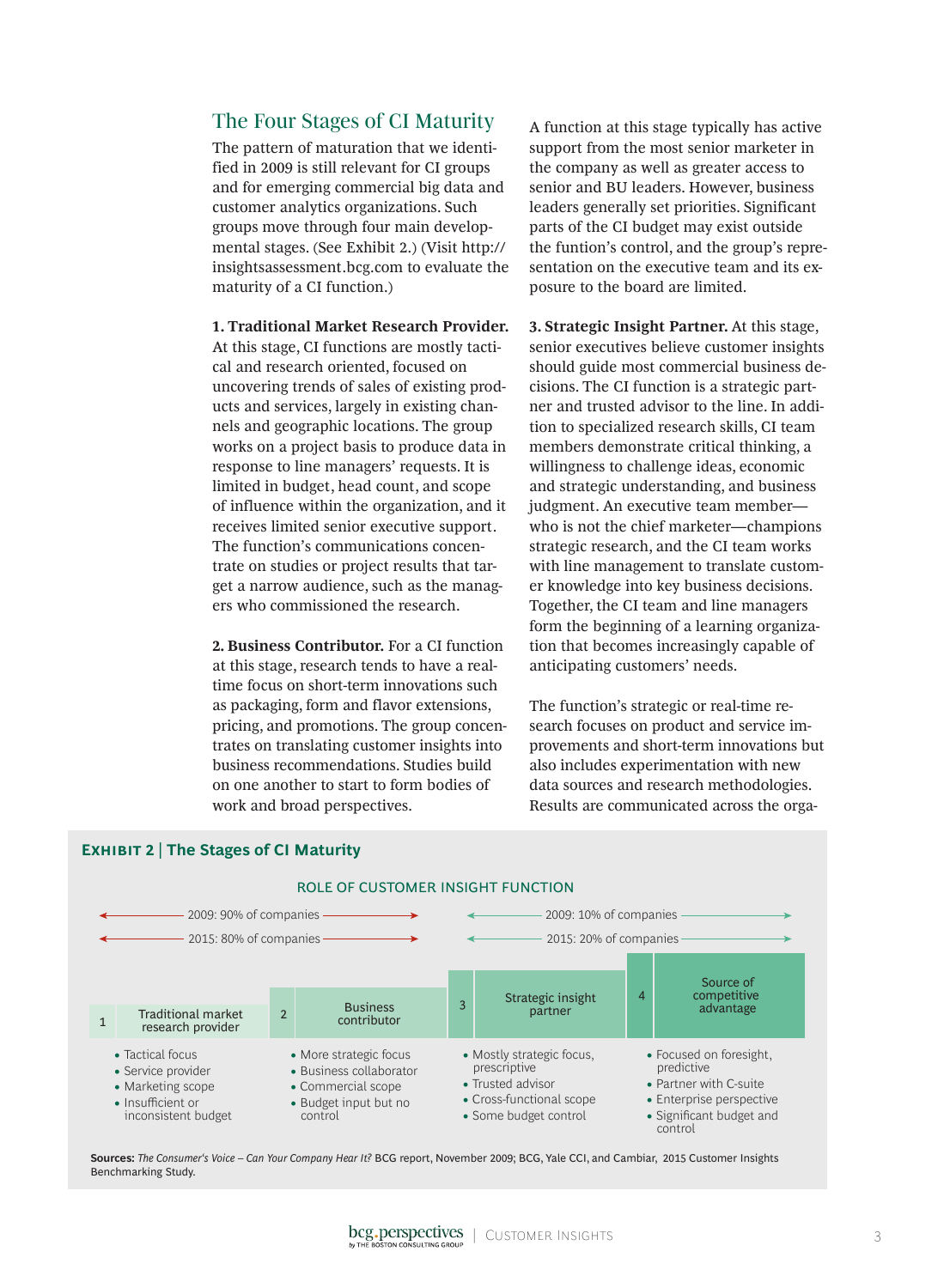## The Four Stages of CI Maturity

The pattern of maturation that we identified in 2009 is still relevant for CI groups and for emerging commercial big data and customer analytics organizations. Such groups move through four main developmental stages. (See Exhibit 2.) (Visit http://insightsassessment.bcg.com to evaluate the maturity of a CI function.)

**1. Traditional Market Research Provider.** At this stage, CI functions are mostly tactical and research oriented, focused on uncovering trends of sales of existing products and services, largely in existing channels and geographic locations. The group works on a project basis to produce data in response to line managers' requests. It is limited in budget, head count, and scope of influence within the organization, and it receives limited senior executive support. The function's communications concentrate on studies or project results that target a narrow audience, such as the managers who commissioned the research.

**2. Business Contributor.** For a CI function at this stage, research tends to have a real-time focus on short-term innovations such as packaging, form and flavor extensions, pricing, and promotions. The group concentrates on translating customer insights into business recommendations. Studies build on one another to start to form bodies of work and broad perspectives.

A function at this stage typically has active support from the most senior marketer in the company as well as greater access to senior and BU leaders. However, business leaders generally set priorities. Significant parts of the CI budget may exist outside the funtion's control, and the group's representation on the executive team and its exposure to the board are limited.

**3. Strategic Insight Partner.** At this stage, senior executives believe customer insights should guide most commercial business decisions. The CI function is a strategic partner and trusted advisor to the line. In addition to specialized research skills, CI team members demonstrate critical thinking, a willingness to challenge ideas, economic and strategic understanding, and business judgment. An executive team member—who is not the chief marketer—champions strategic research, and the CI team works with line management to translate customer knowledge into key business decisions. Together, the CI team and line managers form the beginning of a learning organization that becomes increasingly capable of anticipating customers' needs.

The function's strategic or real-time research focuses on product and service improvements and short-term innovations but also includes experimentation with new data sources and research methodologies. Results are communicated across the orga-

**Exhibit 2 | The Stages of CI Maturity**

ROLE OF CUSTOMER INSIGHT FUNCTION

| 2009: 90% of companies / 2015: 80% of companies | | 2009: 10% of companies / 2015: 20% of companies | |
|---|---|---|---|
| 1 Traditional market research provider | 2 Business contributor | 3 Strategic insight partner | 4 Source of competitive advantage |
| • Tactical focus<br>• Service provider<br>• Marketing scope<br>• Insufficient or inconsistent budget | • More strategic focus<br>• Business collaborator<br>• Commercial scope<br>• Budget input but no control | • Mostly strategic focus, prescriptive<br>• Trusted advisor<br>• Cross-functional scope<br>• Some budget control | • Focused on foresight, predictive<br>• Partner with C-suite<br>• Enterprise perspective<br>• Significant budget and control |

**Sources:** *The Consumer's Voice – Can Your Company Hear It?* BCG report, November 2009; BCG, Yale CCI, and Cambiar, 2015 Customer Insights Benchmarking Study.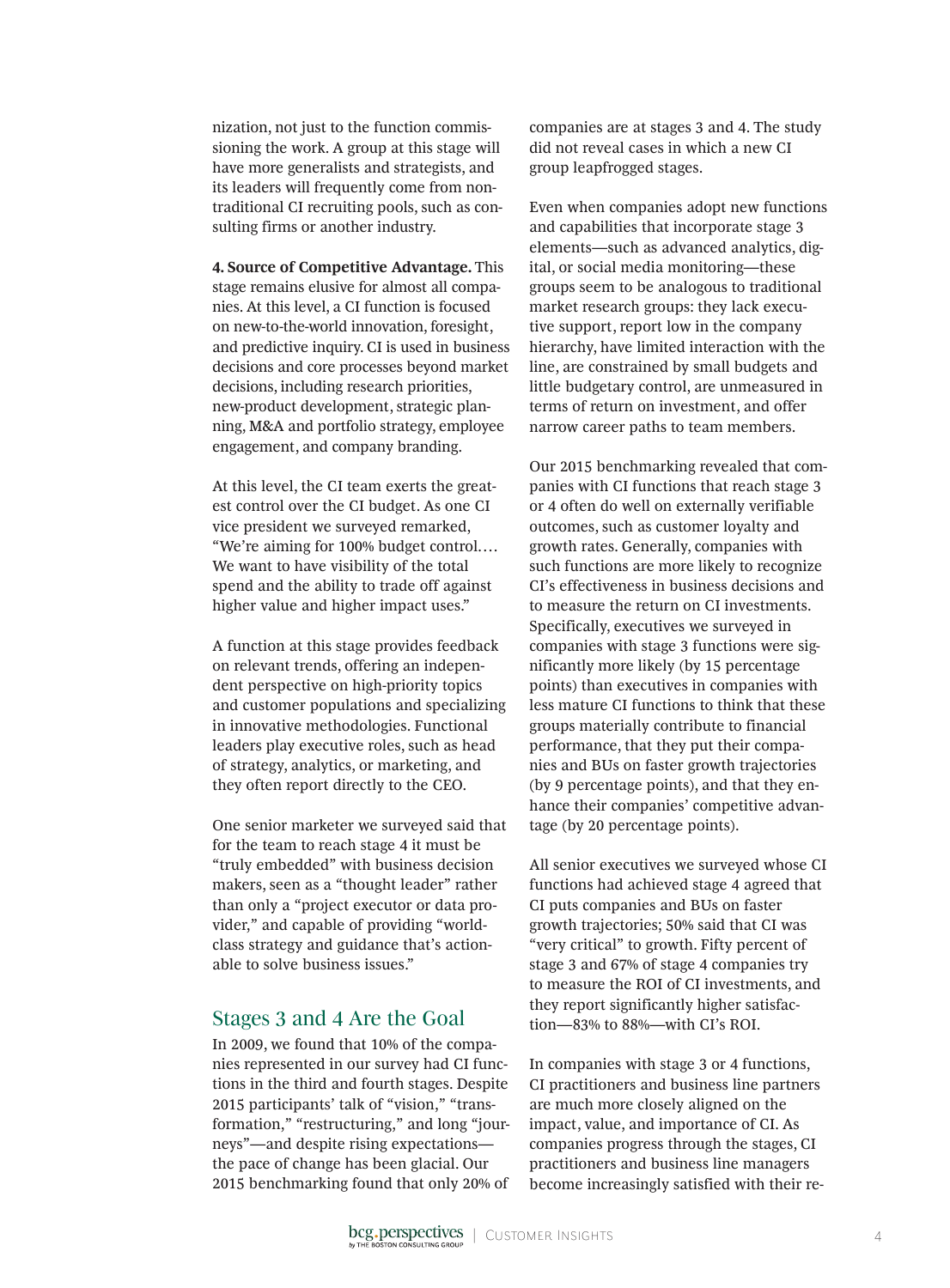nization, not just to the function commissioning the work. A group at this stage will have more generalists and strategists, and its leaders will frequently come from nontraditional CI recruiting pools, such as consulting firms or another industry.

**4. Source of Competitive Advantage.** This stage remains elusive for almost all companies. At this level, a CI function is focused on new-to-the-world innovation, foresight, and predictive inquiry. CI is used in business decisions and core processes beyond market decisions, including research priorities, new-product development, strategic planning, M&A and portfolio strategy, employee engagement, and company branding.

At this level, the CI team exerts the greatest control over the CI budget. As one CI vice president we surveyed remarked, "We're aiming for 100% budget control.… We want to have visibility of the total spend and the ability to trade off against higher value and higher impact uses."

A function at this stage provides feedback on relevant trends, offering an independent perspective on high-priority topics and customer populations and specializing in innovative methodologies. Functional leaders play executive roles, such as head of strategy, analytics, or marketing, and they often report directly to the CEO.

One senior marketer we surveyed said that for the team to reach stage 4 it must be "truly embedded" with business decision makers, seen as a "thought leader" rather than only a "project executor or data provider," and capable of providing "world-class strategy and guidance that's actionable to solve business issues."

## Stages 3 and 4 Are the Goal

In 2009, we found that 10% of the companies represented in our survey had CI functions in the third and fourth stages. Despite 2015 participants' talk of "vision," "transformation," "restructuring," and long "journeys"—and despite rising expectations—the pace of change has been glacial. Our 2015 benchmarking found that only 20% of companies are at stages 3 and 4. The study did not reveal cases in which a new CI group leapfrogged stages.

Even when companies adopt new functions and capabilities that incorporate stage 3 elements—such as advanced analytics, digital, or social media monitoring—these groups seem to be analogous to traditional market research groups: they lack executive support, report low in the company hierarchy, have limited interaction with the line, are constrained by small budgets and little budgetary control, are unmeasured in terms of return on investment, and offer narrow career paths to team members.

Our 2015 benchmarking revealed that companies with CI functions that reach stage 3 or 4 often do well on externally verifiable outcomes, such as customer loyalty and growth rates. Generally, companies with such functions are more likely to recognize CI's effectiveness in business decisions and to measure the return on CI investments. Specifically, executives we surveyed in companies with stage 3 functions were significantly more likely (by 15 percentage points) than executives in companies with less mature CI functions to think that these groups materially contribute to financial performance, that they put their companies and BUs on faster growth trajectories (by 9 percentage points), and that they enhance their companies' competitive advantage (by 20 percentage points).

All senior executives we surveyed whose CI functions had achieved stage 4 agreed that CI puts companies and BUs on faster growth trajectories; 50% said that CI was "very critical" to growth. Fifty percent of stage 3 and 67% of stage 4 companies try to measure the ROI of CI investments, and they report significantly higher satisfaction—83% to 88%—with CI's ROI.

In companies with stage 3 or 4 functions, CI practitioners and business line partners are much more closely aligned on the impact, value, and importance of CI. As companies progress through the stages, CI practitioners and business line managers become increasingly satisfied with their re-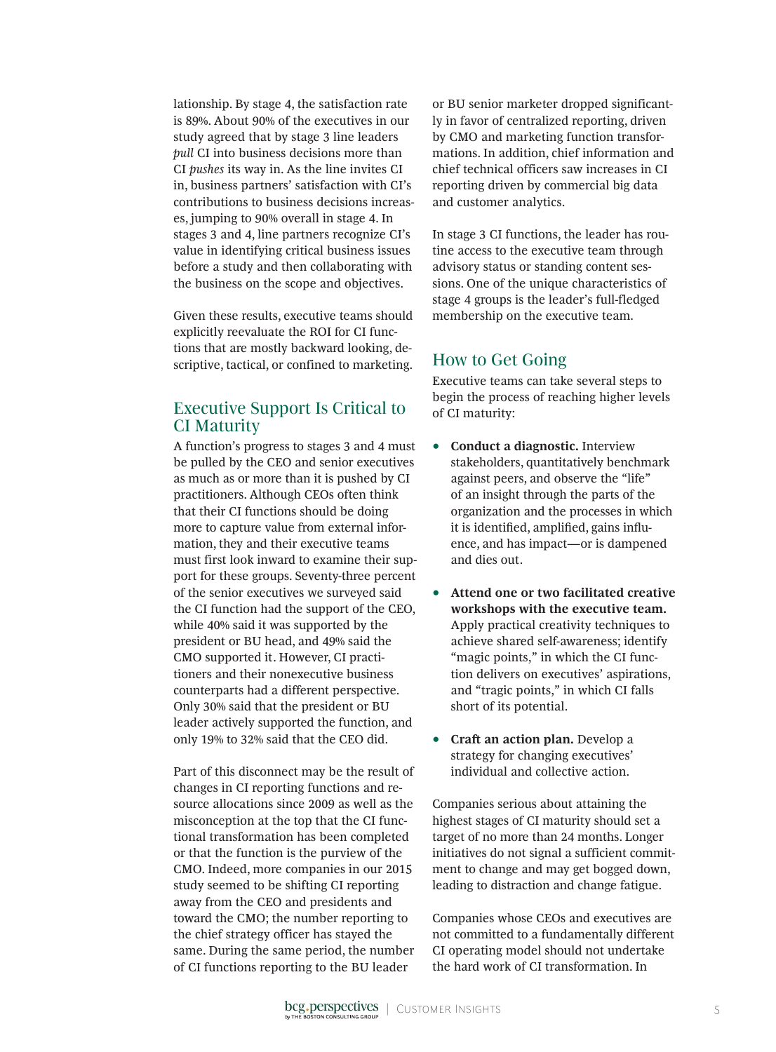lationship. By stage 4, the satisfaction rate is 89%. About 90% of the executives in our study agreed that by stage 3 line leaders *pull* CI into business decisions more than CI *pushes* its way in. As the line invites CI in, business partners' satisfaction with CI's contributions to business decisions increases, jumping to 90% overall in stage 4. In stages 3 and 4, line partners recognize CI's value in identifying critical business issues before a study and then collaborating with the business on the scope and objectives.

Given these results, executive teams should explicitly reevaluate the ROI for CI functions that are mostly backward looking, descriptive, tactical, or confined to marketing.

## Executive Support Is Critical to CI Maturity

A function's progress to stages 3 and 4 must be pulled by the CEO and senior executives as much as or more than it is pushed by CI practitioners. Although CEOs often think that their CI functions should be doing more to capture value from external information, they and their executive teams must first look inward to examine their support for these groups. Seventy-three percent of the senior executives we surveyed said the CI function had the support of the CEO, while 40% said it was supported by the president or BU head, and 49% said the CMO supported it. However, CI practitioners and their nonexecutive business counterparts had a different perspective. Only 30% said that the president or BU leader actively supported the function, and only 19% to 32% said that the CEO did.

Part of this disconnect may be the result of changes in CI reporting functions and resource allocations since 2009 as well as the misconception at the top that the CI functional transformation has been completed or that the function is the purview of the CMO. Indeed, more companies in our 2015 study seemed to be shifting CI reporting away from the CEO and presidents and toward the CMO; the number reporting to the chief strategy officer has stayed the same. During the same period, the number of CI functions reporting to the BU leader or BU senior marketer dropped significantly in favor of centralized reporting, driven by CMO and marketing function transformations. In addition, chief information and chief technical officers saw increases in CI reporting driven by commercial big data and customer analytics.

In stage 3 CI functions, the leader has routine access to the executive team through advisory status or standing content sessions. One of the unique characteristics of stage 4 groups is the leader's full-fledged membership on the executive team.

## How to Get Going

Executive teams can take several steps to begin the process of reaching higher levels of CI maturity:

- **Conduct a diagnostic.** Interview stakeholders, quantitatively benchmark against peers, and observe the "life" of an insight through the parts of the organization and the processes in which it is identified, amplified, gains influence, and has impact—or is dampened and dies out.
- **Attend one or two facilitated creative workshops with the executive team.** Apply practical creativity techniques to achieve shared self-awareness; identify "magic points," in which the CI function delivers on executives' aspirations, and "tragic points," in which CI falls short of its potential.
- **Craft an action plan.** Develop a strategy for changing executives' individual and collective action.

Companies serious about attaining the highest stages of CI maturity should set a target of no more than 24 months. Longer initiatives do not signal a sufficient commitment to change and may get bogged down, leading to distraction and change fatigue.

Companies whose CEOs and executives are not committed to a fundamentally different CI operating model should not undertake the hard work of CI transformation. In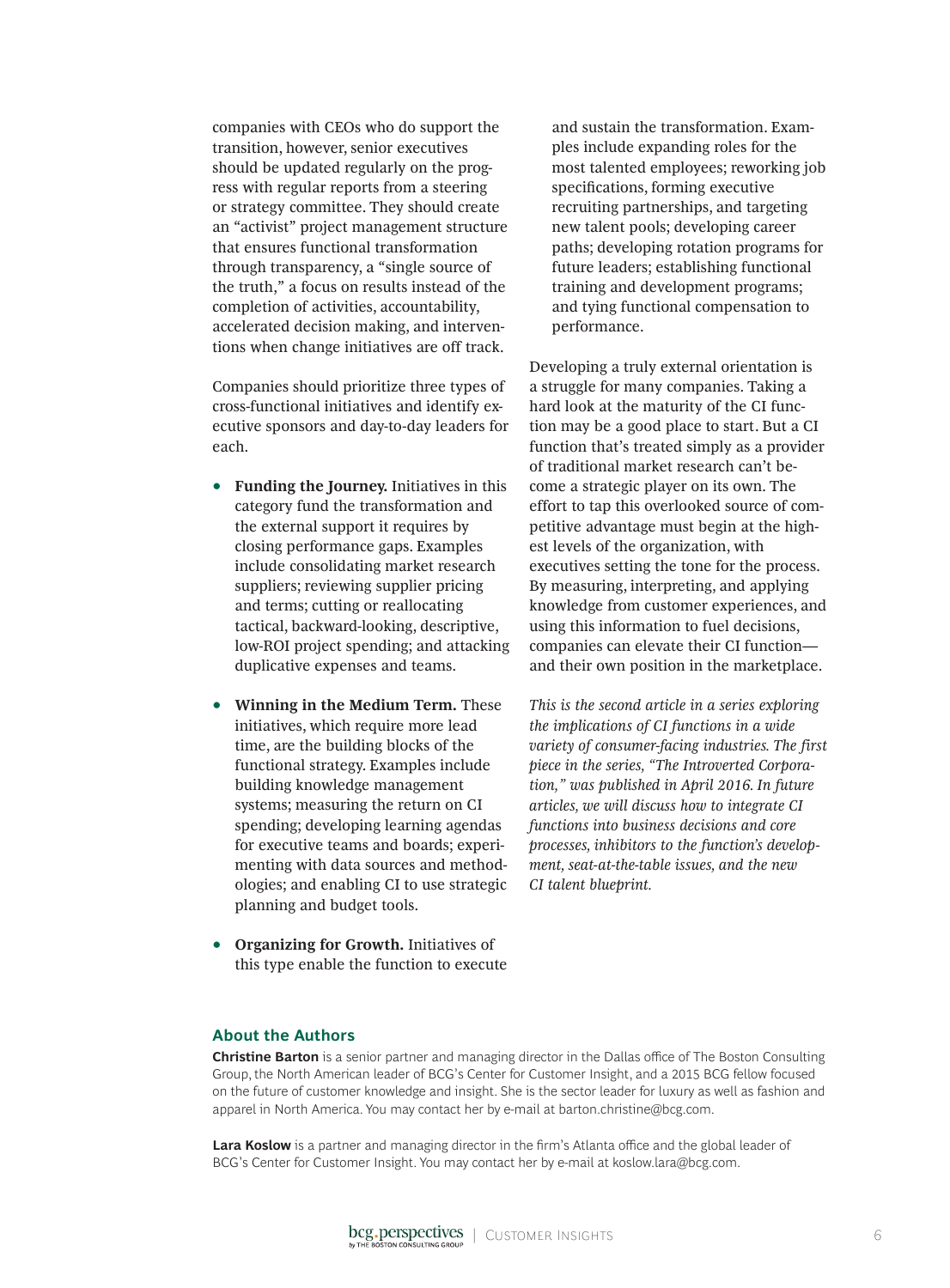companies with CEOs who do support the transition, however, senior executives should be updated regularly on the progress with regular reports from a steering or strategy committee. They should create an "activist" project management structure that ensures functional transformation through transparency, a "single source of the truth," a focus on results instead of the completion of activities, accountability, accelerated decision making, and interventions when change initiatives are off track.

Companies should prioritize three types of cross-functional initiatives and identify executive sponsors and day-to-day leaders for each.

- **Funding the Journey.** Initiatives in this category fund the transformation and the external support it requires by closing performance gaps. Examples include consolidating market research suppliers; reviewing supplier pricing and terms; cutting or reallocating tactical, backward-looking, descriptive, low-ROI project spending; and attacking duplicative expenses and teams.
- **Winning in the Medium Term.** These initiatives, which require more lead time, are the building blocks of the functional strategy. Examples include building knowledge management systems; measuring the return on CI spending; developing learning agendas for executive teams and boards; experimenting with data sources and methodologies; and enabling CI to use strategic planning and budget tools.
- **Organizing for Growth.** Initiatives of this type enable the function to execute and sustain the transformation. Examples include expanding roles for the most talented employees; reworking job specifications, forming executive recruiting partnerships, and targeting new talent pools; developing career paths; developing rotation programs for future leaders; establishing functional training and development programs; and tying functional compensation to performance.

Developing a truly external orientation is a struggle for many companies. Taking a hard look at the maturity of the CI function may be a good place to start. But a CI function that's treated simply as a provider of traditional market research can't become a strategic player on its own. The effort to tap this overlooked source of competitive advantage must begin at the highest levels of the organization, with executives setting the tone for the process. By measuring, interpreting, and applying knowledge from customer experiences, and using this information to fuel decisions, companies can elevate their CI function—and their own position in the marketplace.

*This is the second article in a series exploring the implications of CI functions in a wide variety of consumer-facing industries. The first piece in the series, "The Introverted Corporation," was published in April 2016. In future articles, we will discuss how to integrate CI functions into business decisions and core processes, inhibitors to the function's development, seat-at-the-table issues, and the new CI talent blueprint.*

## About the Authors

**Christine Barton** is a senior partner and managing director in the Dallas office of The Boston Consulting Group, the North American leader of BCG's Center for Customer Insight, and a 2015 BCG fellow focused on the future of customer knowledge and insight. She is the sector leader for luxury as well as fashion and apparel in North America. You may contact her by e-mail at barton.christine@bcg.com.

**Lara Koslow** is a partner and managing director in the firm's Atlanta office and the global leader of BCG's Center for Customer Insight. You may contact her by e-mail at koslow.lara@bcg.com.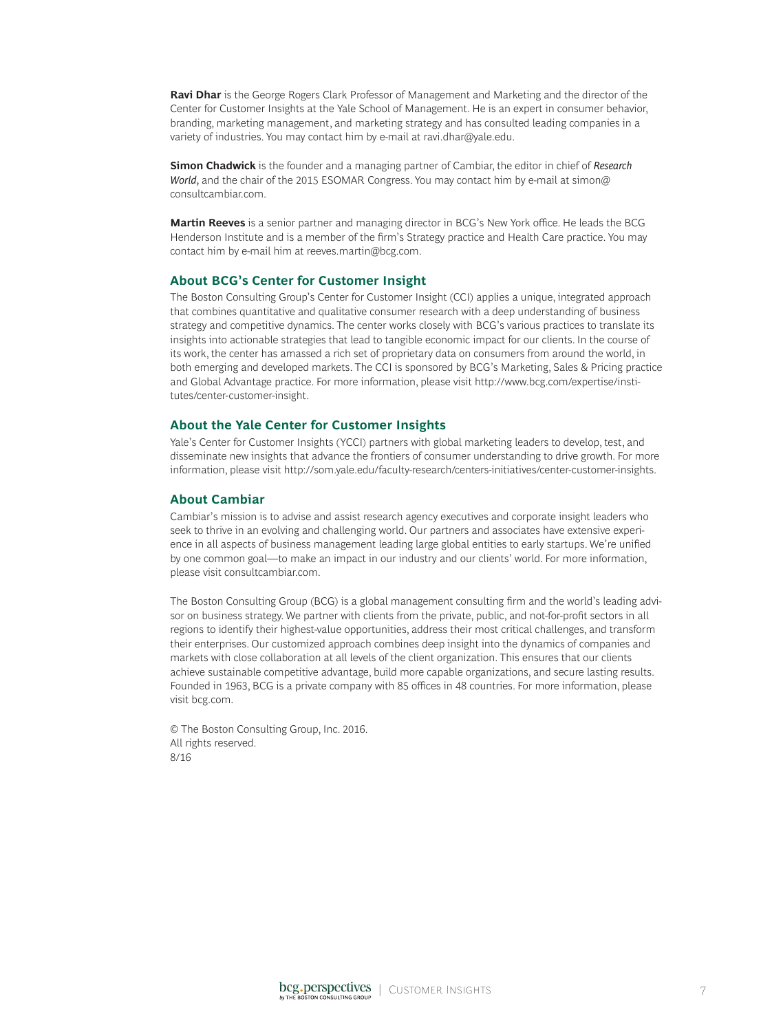**Ravi Dhar** is the George Rogers Clark Professor of Management and Marketing and the director of the Center for Customer Insights at the Yale School of Management. He is an expert in consumer behavior, branding, marketing management, and marketing strategy and has consulted leading companies in a variety of industries. You may contact him by e-mail at ravi.dhar@yale.edu.

**Simon Chadwick** is the founder and a managing partner of Cambiar, the editor in chief of *Research World*, and the chair of the 2015 ESOMAR Congress. You may contact him by e-mail at simon@consultcambiar.com.

**Martin Reeves** is a senior partner and managing director in BCG's New York office. He leads the BCG Henderson Institute and is a member of the firm's Strategy practice and Health Care practice. You may contact him by e-mail him at reeves.martin@bcg.com.

## About BCG's Center for Customer Insight

The Boston Consulting Group's Center for Customer Insight (CCI) applies a unique, integrated approach that combines quantitative and qualitative consumer research with a deep understanding of business strategy and competitive dynamics. The center works closely with BCG's various practices to translate its insights into actionable strategies that lead to tangible economic impact for our clients. In the course of its work, the center has amassed a rich set of proprietary data on consumers from around the world, in both emerging and developed markets. The CCI is sponsored by BCG's Marketing, Sales & Pricing practice and Global Advantage practice. For more information, please visit http://www.bcg.com/expertise/institutes/center-customer-insight.

## About the Yale Center for Customer Insights

Yale's Center for Customer Insights (YCCI) partners with global marketing leaders to develop, test, and disseminate new insights that advance the frontiers of consumer understanding to drive growth. For more information, please visit http://som.yale.edu/faculty-research/centers-initiatives/center-customer-insights.

## About Cambiar

Cambiar's mission is to advise and assist research agency executives and corporate insight leaders who seek to thrive in an evolving and challenging world. Our partners and associates have extensive experience in all aspects of business management leading large global entities to early startups. We're unified by one common goal—to make an impact in our industry and our clients' world. For more information, please visit consultcambiar.com.

The Boston Consulting Group (BCG) is a global management consulting firm and the world's leading advisor on business strategy. We partner with clients from the private, public, and not-for-profit sectors in all regions to identify their highest-value opportunities, address their most critical challenges, and transform their enterprises. Our customized approach combines deep insight into the dynamics of companies and markets with close collaboration at all levels of the client organization. This ensures that our clients achieve sustainable competitive advantage, build more capable organizations, and secure lasting results. Founded in 1963, BCG is a private company with 85 offices in 48 countries. For more information, please visit bcg.com.

© The Boston Consulting Group, Inc. 2016.
All rights reserved.
8/16